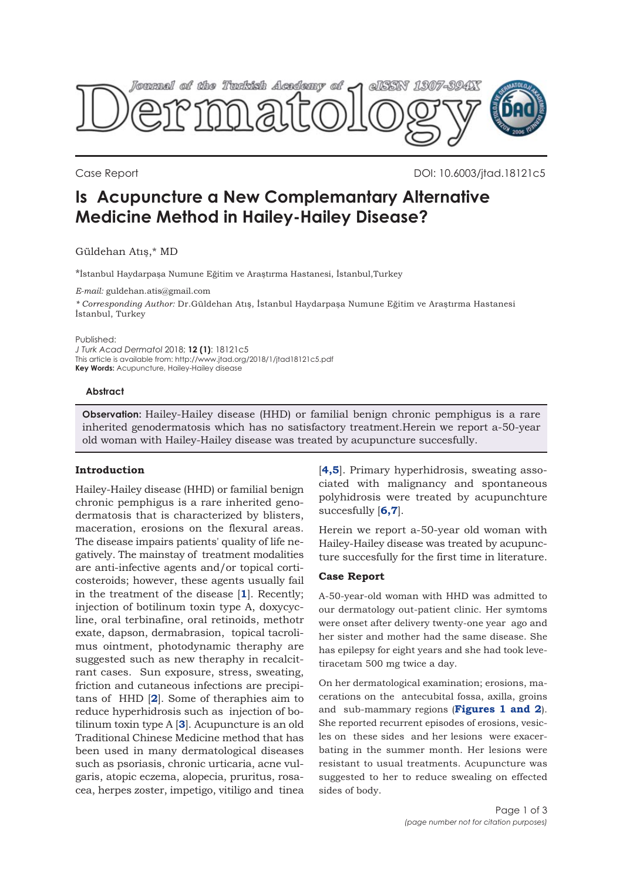Case Report

DOI: 10.6003/jtad.18121c5

# Is Acupuncture a New Complemantary Alternative Medicine Method in Hailey-Hailey Disease?

Güldehan Atış,* MD

*İstanbul Haydarpaşa Numune Eğitim ve Araştırma Hastanesi, İstanbul,Turkey

*E-mail:* guldehan.atis@gmail.com

*\* Corresponding Author:* Dr.Güldehan Atış, İstanbul Haydarpaşa Numune Eğitim ve Araştırma Hastanesi İstanbul, Turkey

Published:
*J Turk Acad Dermatol* 2018; **12 (1)**: 18121c5
This article is available from: http://www.jtad.org/2018/1/jtad18121c5.pdf
**Key Words:** Acupuncture, Hailey-Hailey disease

### Abstract

**Observation:** Hailey-Hailey disease (HHD) or familial benign chronic pemphigus is a rare inherited genodermatosis which has no satisfactory treatment.Herein we report a-50-year old woman with Hailey-Hailey disease was treated by acupuncture succesfully.

## Introduction

Hailey-Hailey disease (HHD) or familial benign chronic pemphigus is a rare inherited genodermatosis that is characterized by blisters, maceration, erosions on the flexural areas. The disease impairs patients' quality of life negatively. The mainstay of treatment modalities are anti-infective agents and/or topical corticosteroids; however, these agents usually fail in the treatment of the disease [1]. Recently; injection of botilinum toxin type A, doxycycline, oral terbinafine, oral retinoids, methotr exate, dapson, dermabrasion, topical tacrolimus ointment, photodynamic theraphy are suggested such as new theraphy in recalcitrant cases. Sun exposure, stress, sweating, friction and cutaneous infections are precipitans of HHD [2]. Some of theraphies aim to reduce hyperhidrosis such as injection of botilinum toxin type A [3]. Acupuncture is an old Traditional Chinese Medicine method that has been used in many dermatological diseases such as psoriasis, chronic urticaria, acne vulgaris, atopic eczema, alopecia, pruritus, rosacea, herpes zoster, impetigo, vitiligo and tinea [4,5]. Primary hyperhidrosis, sweating associated with malignancy and spontaneous polyhidrosis were treated by acupunchture succesfully [6,7].

Herein we report a-50-year old woman with Hailey-Hailey disease was treated by acupuncture succesfully for the first time in literature.

## Case Report

A-50-year-old woman with HHD was admitted to our dermatology out-patient clinic. Her symtoms were onset after delivery twenty-one year ago and her sister and mother had the same disease. She has epilepsy for eight years and she had took levetiracetam 500 mg twice a day.

On her dermatological examination; erosions, macerations on the antecubital fossa, axilla, groins and sub-mammary regions (**Figures 1 and 2**). She reported recurrent episodes of erosions, vesicles on these sides and her lesions were exacerbating in the summer month. Her lesions were resistant to usual treatments. Acupuncture was suggested to her to reduce swealing on effected sides of body.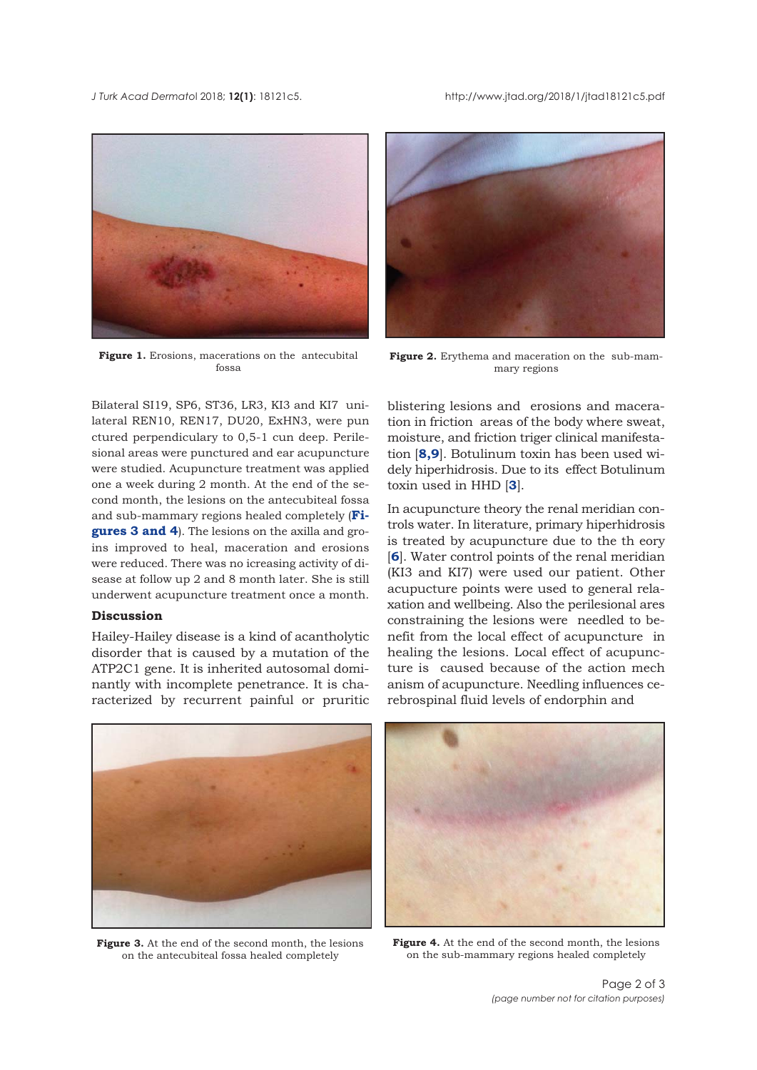Figure 1. Erosions, macerations on the antecubital fossa

Figure 2. Erythema and maceration on the sub-mammary regions

Bilateral SI19, SP6, ST36, LR3, KI3 and KI7 unilateral REN10, REN17, DU20, ExHN3, were punctured perpendiculary to 0,5-1 cun deep. Perilesional areas were punctured and ear acupuncture were studied. Acupuncture treatment was applied one a week during 2 month. At the end of the second month, the lesions on the antecubiteal fossa and sub-mammary regions healed completely (**Figures 3 and 4**). The lesions on the axilla and groins improved to heal, maceration and erosions were reduced. There was no icreasing activity of disease at follow up 2 and 8 month later. She is still underwent acupuncture treatment once a month.

### Discussion

Hailey-Hailey disease is a kind of acantholytic disorder that is caused by a mutation of the ATP2C1 gene. It is inherited autosomal dominantly with incomplete penetrance. It is characterized by recurrent painful or pruritic blistering lesions and erosions and maceration in friction areas of the body where sweat, moisture, and friction triger clinical manifestation [**8,9**]. Botulinum toxin has been used widely hiperhidrosis. Due to its effect Botulinum toxin used in HHD [**3**].

In acupuncture theory the renal meridian controls water. In literature, primary hiperhidrosis is treated by acupuncture due to the th eory [**6**]. Water control points of the renal meridian (KI3 and KI7) were used our patient. Other acupucture points were used to general relaxation and wellbeing. Also the perilesional ares constraining the lesions were needled to benefit from the local effect of acupuncture in healing the lesions. Local effect of acupuncture is caused because of the action mech anism of acupuncture. Needling influences cerebrospinal fluid levels of endorphin and

Figure 3. At the end of the second month, the lesions on the antecubiteal fossa healed completely

Figure 4. At the end of the second month, the lesions on the sub-mammary regions healed completely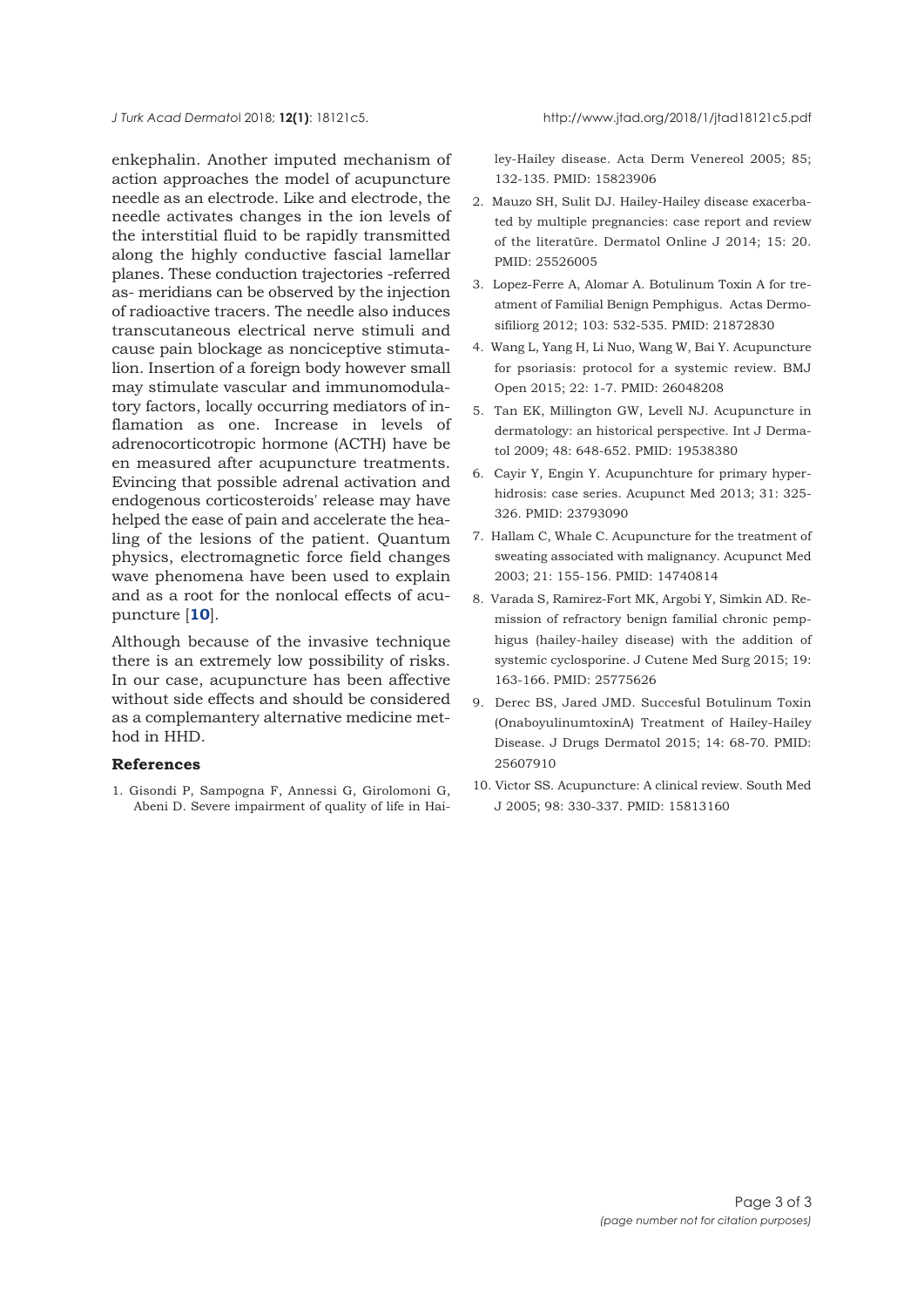enkephalin. Another imputed mechanism of action approaches the model of acupuncture needle as an electrode. Like and electrode, the needle activates changes in the ion levels of the interstitial fluid to be rapidly transmitted along the highly conductive fascial lamellar planes. These conduction trajectories -referred as- meridians can be observed by the injection of radioactive tracers. The needle also induces transcutaneous electrical nerve stimuli and cause pain blockage as nonciceptive stimutalion. Insertion of a foreign body however small may stimulate vascular and immunomodulatory factors, locally occurring mediators of inflamation as one. Increase in levels of adrenocorticotropic hormone (ACTH) have be en measured after acupuncture treatments. Evincing that possible adrenal activation and endogenous corticosteroids' release may have helped the ease of pain and accelerate the healing of the lesions of the patient. Quantum physics, electromagnetic force field changes wave phenomena have been used to explain and as a root for the nonlocal effects of acupuncture [**10**].

Although because of the invasive technique there is an extremely low possibility of risks. In our case, acupuncture has been affective without side effects and should be considered as a complemantery alternative medicine methoд in HHD.

## References

1. Gisondi P, Sampogna F, Annessi G, Girolomoni G, Abeni D. Severe impairment of quality of life in Hailey-Hailey disease. Acta Derm Venereol 2005; 85; 132-135. PMID: 15823906
2. Mauzo SH, Sulit DJ. Hailey-Hailey disease exacerbated by multiple pregnancies: case report and review of the literatüre. Dermatol Online J 2014; 15: 20. PMID: 25526005
3. Lopez-Ferre A, Alomar A. Botulinum Toxin A for treatment of Familial Benign Pemphigus. Actas Dermosifiliorg 2012; 103: 532-535. PMID: 21872830
4. Wang L, Yang H, Li Nuo, Wang W, Bai Y. Acupuncture for psoriasis: protocol for a systemic review. BMJ Open 2015; 22: 1-7. PMID: 26048208
5. Tan EK, Millington GW, Levell NJ. Acupuncture in dermatology: an historical perspective. Int J Dermatol 2009; 48: 648-652. PMID: 19538380
6. Cayir Y, Engin Y. Acupunchture for primary hyperhidrosis: case series. Acupunct Med 2013; 31: 325-326. PMID: 23793090
7. Hallam C, Whale C. Acupuncture for the treatment of sweating associated with malignancy. Acupunct Med 2003; 21: 155-156. PMID: 14740814
8. Varada S, Ramirez-Fort MK, Argobi Y, Simkin AD. Remission of refractory benign familial chronic pemphigus (hailey-hailey disease) with the addition of systemic cyclosporine. J Cutene Med Surg 2015; 19: 163-166. PMID: 25775626
9. Derec BS, Jared JMD. Succesful Botulinum Toxin (OnaboyulinumtoxinA) Treatment of Hailey-Hailey Disease. J Drugs Dermatol 2015; 14: 68-70. PMID: 25607910
10. Victor SS. Acupuncture: A clinical review. South Med J 2005; 98: 330-337. PMID: 15813160